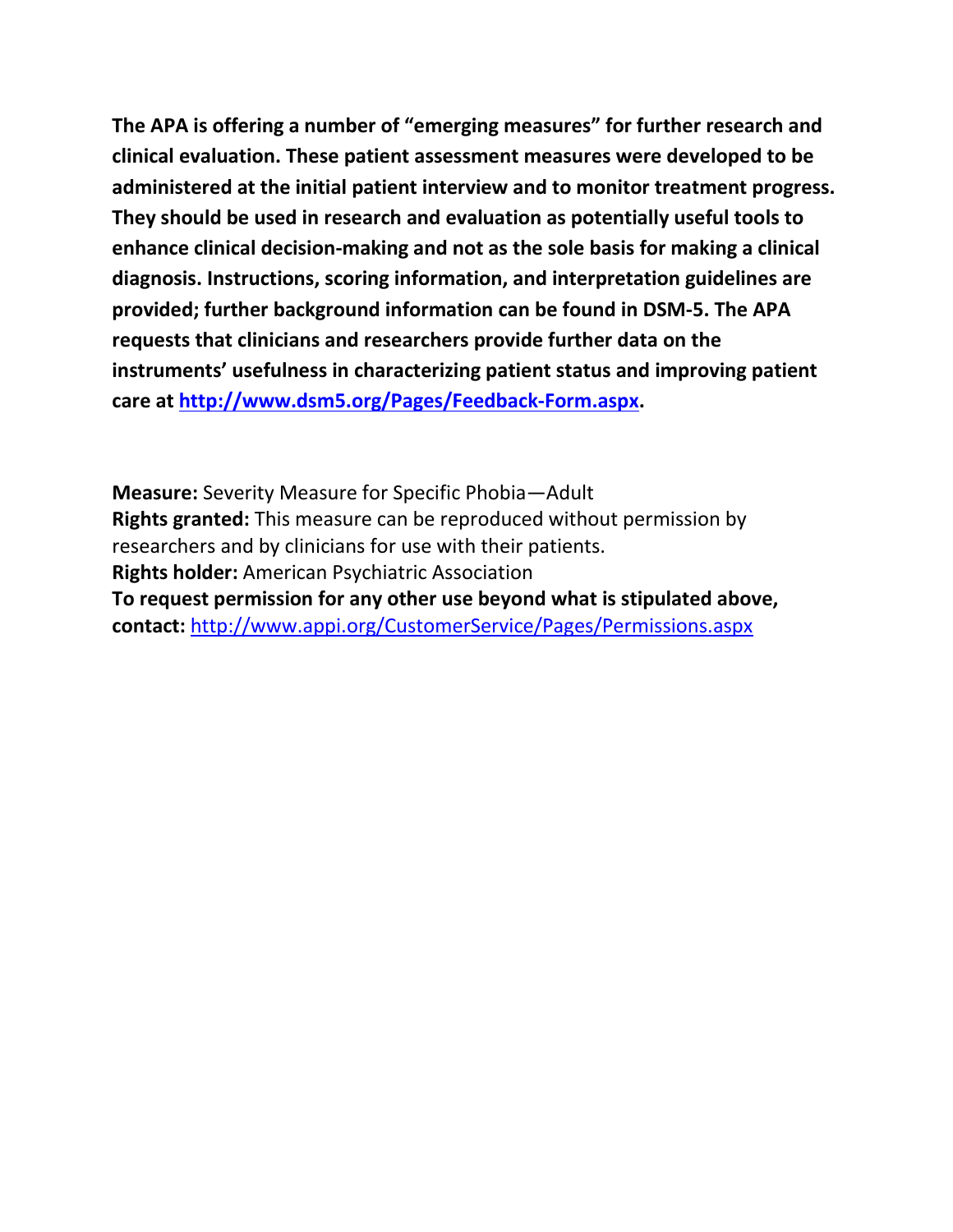**The APA is offering a number of "emerging measures" for further research and clinical evaluation. These patient assessment measures were developed to be administered at the initial patient interview and to monitor treatment progress. They should be used in research and evaluation as potentially useful tools to enhance clinical decision-making and not as the sole basis for making a clinical diagnosis. Instructions, scoring information, and interpretation guidelines are provided; further background information can be found in DSM-5. The APA requests that clinicians and researchers provide further data on the instruments' usefulness in characterizing patient status and improving patient care at [http://www.dsm5.org/Pages/Feedback-Form.aspx](http://www.dsm5.org/Pages/Feedback-Form.aspx).**

**Measure:** Severity Measure for Specific Phobia—Adult
**Rights granted:** This measure can be reproduced without permission by researchers and by clinicians for use with their patients.
**Rights holder:** American Psychiatric Association
**To request permission for any other use beyond what is stipulated above, contact:** [http://www.appi.org/CustomerService/Pages/Permissions.aspx](http://www.appi.org/CustomerService/Pages/Permissions.aspx)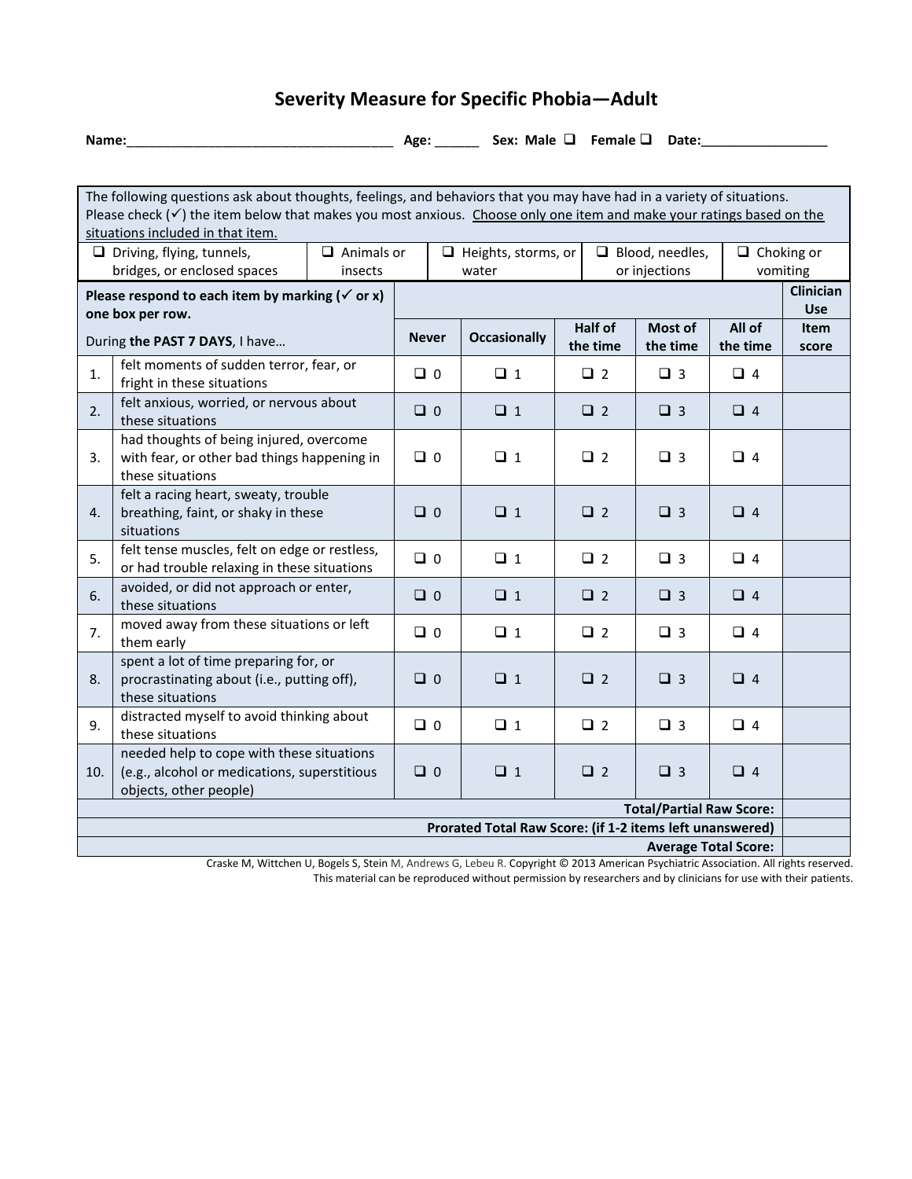# Severity Measure for Specific Phobia—Adult

**Name:**_____________________________________ **Age:** ______ **Sex:** **Male** ❑ **Female** ❑ **Date:**_________________

The following questions ask about thoughts, feelings, and behaviors that you may have had in a variety of situations. Please check (✓) the item below that makes you most anxious. Choose only one item and make your ratings based on the situations included in that item.

| | | | | |
|---|---|---|---|---|
| ❑ Driving, flying, tunnels, bridges, or enclosed spaces | ❑ Animals or insects | ❑ Heights, storms, or water | ❑ Blood, needles, or injections | ❑ Choking or vomiting |

| | **Please respond to each item by marking (✓ or x) one box per row.** During **the PAST 7 DAYS**, I have… | **Never** | **Occasionally** | **Half of the time** | **Most of the time** | **All of the time** | **Clinician Use** Item score |
|---|---|---|---|---|---|---|---|
| 1. | felt moments of sudden terror, fear, or fright in these situations | ❑ 0 | ❑ 1 | ❑ 2 | ❑ 3 | ❑ 4 | |
| 2. | felt anxious, worried, or nervous about these situations | ❑ 0 | ❑ 1 | ❑ 2 | ❑ 3 | ❑ 4 | |
| 3. | had thoughts of being injured, overcome with fear, or other bad things happening in these situations | ❑ 0 | ❑ 1 | ❑ 2 | ❑ 3 | ❑ 4 | |
| 4. | felt a racing heart, sweaty, trouble breathing, faint, or shaky in these situations | ❑ 0 | ❑ 1 | ❑ 2 | ❑ 3 | ❑ 4 | |
| 5. | felt tense muscles, felt on edge or restless, or had trouble relaxing in these situations | ❑ 0 | ❑ 1 | ❑ 2 | ❑ 3 | ❑ 4 | |
| 6. | avoided, or did not approach or enter, these situations | ❑ 0 | ❑ 1 | ❑ 2 | ❑ 3 | ❑ 4 | |
| 7. | moved away from these situations or left them early | ❑ 0 | ❑ 1 | ❑ 2 | ❑ 3 | ❑ 4 | |
| 8. | spent a lot of time preparing for, or procrastinating about (i.e., putting off), these situations | ❑ 0 | ❑ 1 | ❑ 2 | ❑ 3 | ❑ 4 | |
| 9. | distracted myself to avoid thinking about these situations | ❑ 0 | ❑ 1 | ❑ 2 | ❑ 3 | ❑ 4 | |
| 10. | needed help to cope with these situations (e.g., alcohol or medications, superstitious objects, other people) | ❑ 0 | ❑ 1 | ❑ 2 | ❑ 3 | ❑ 4 | |
| | | | | | | **Total/Partial Raw Score:** | |
| | | | | | | **Prorated Total Raw Score: (if 1-2 items left unanswered)** | |
| | | | | | | **Average Total Score:** | |

Craske M, Wittchen U, Bogels S, Stein M, Andrews G, Lebeu R. Copyright © 2013 American Psychiatric Association. All rights reserved.
This material can be reproduced without permission by researchers and by clinicians for use with their patients.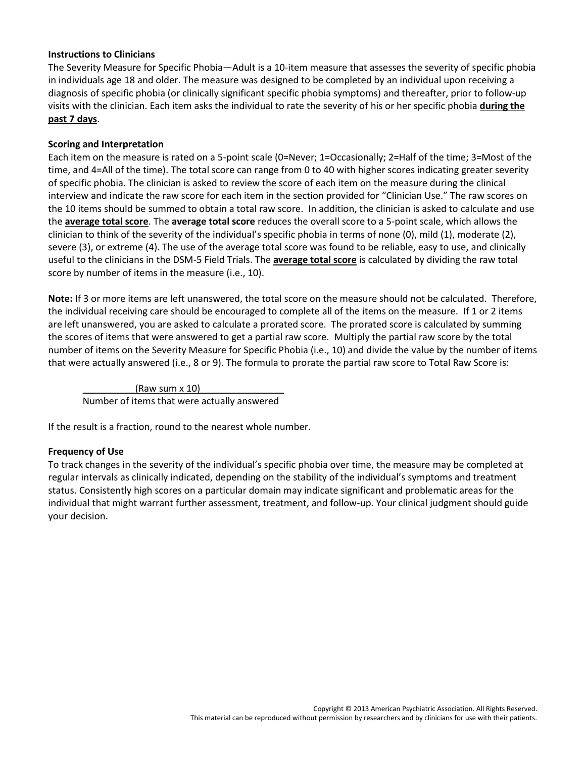**Instructions to Clinicians**

The Severity Measure for Specific Phobia—Adult is a 10-item measure that assesses the severity of specific phobia in individuals age 18 and older. The measure was designed to be completed by an individual upon receiving a diagnosis of specific phobia (or clinically significant specific phobia symptoms) and thereafter, prior to follow-up visits with the clinician. Each item asks the individual to rate the severity of his or her specific phobia **during the past 7 days**.

**Scoring and Interpretation**

Each item on the measure is rated on a 5-point scale (0=Never; 1=Occasionally; 2=Half of the time; 3=Most of the time, and 4=All of the time). The total score can range from 0 to 40 with higher scores indicating greater severity of specific phobia. The clinician is asked to review the score of each item on the measure during the clinical interview and indicate the raw score for each item in the section provided for "Clinician Use." The raw scores on the 10 items should be summed to obtain a total raw score. In addition, the clinician is asked to calculate and use the **average total score**. The **average total score** reduces the overall score to a 5-point scale, which allows the clinician to think of the severity of the individual's specific phobia in terms of none (0), mild (1), moderate (2), severe (3), or extreme (4). The use of the average total score was found to be reliable, easy to use, and clinically useful to the clinicians in the DSM-5 Field Trials. The **average total score** is calculated by dividing the raw total score by number of items in the measure (i.e., 10).

**Note:** If 3 or more items are left unanswered, the total score on the measure should not be calculated. Therefore, the individual receiving care should be encouraged to complete all of the items on the measure. If 1 or 2 items are left unanswered, you are asked to calculate a prorated score. The prorated score is calculated by summing the scores of items that were answered to get a partial raw score. Multiply the partial raw score by the total number of items on the Severity Measure for Specific Phobia (i.e., 10) and divide the value by the number of items that were actually answered (i.e., 8 or 9). The formula to prorate the partial raw score to Total Raw Score is:

$$\frac{\text{(Raw sum x 10)}}{\text{Number of items that were actually answered}}$$

If the result is a fraction, round to the nearest whole number.

**Frequency of Use**

To track changes in the severity of the individual's specific phobia over time, the measure may be completed at regular intervals as clinically indicated, depending on the stability of the individual's symptoms and treatment status. Consistently high scores on a particular domain may indicate significant and problematic areas for the individual that might warrant further assessment, treatment, and follow-up. Your clinical judgment should guide your decision.

Copyright © 2013 American Psychiatric Association. All Rights Reserved.
This material can be reproduced without permission by researchers and by clinicians for use with their patients.